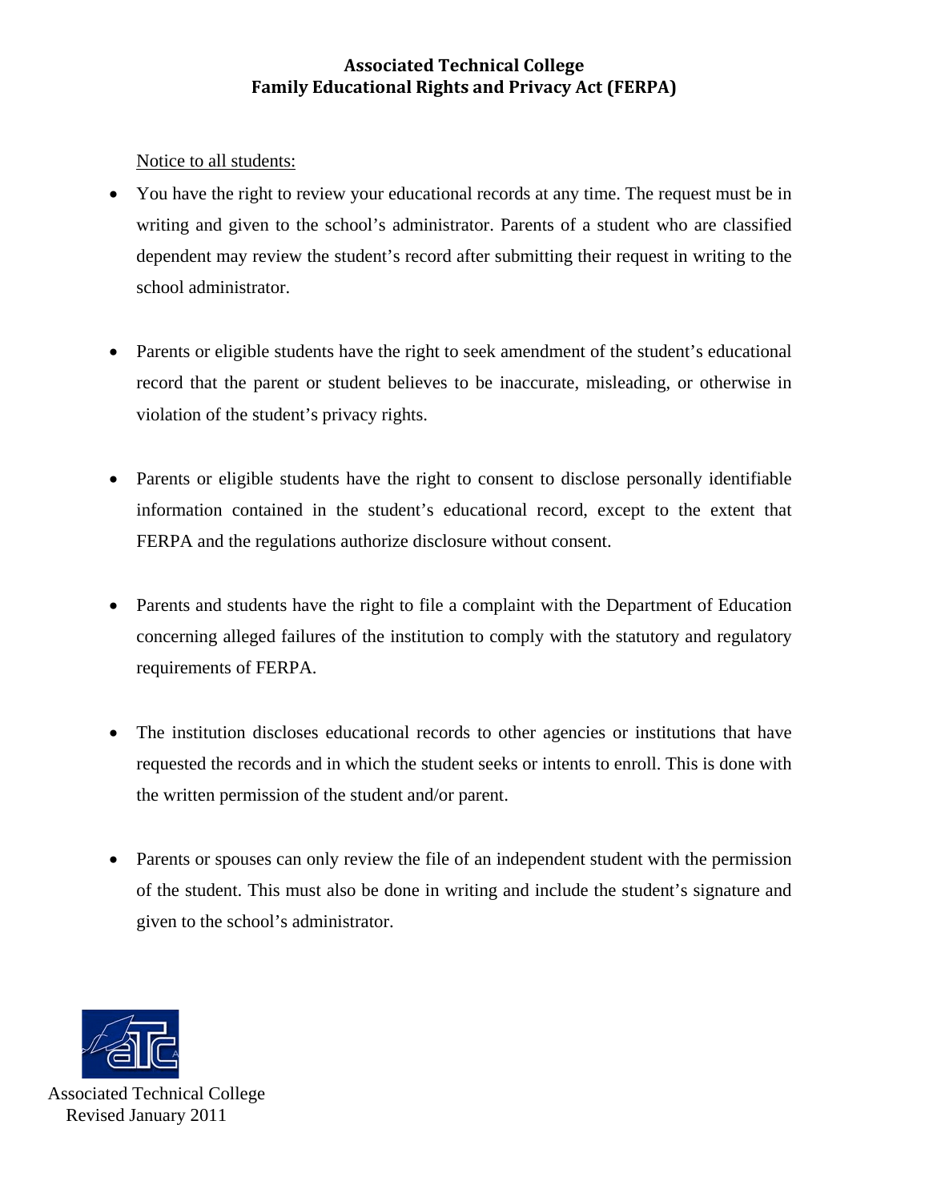# Associated Technical College
## Family Educational Rights and Privacy Act (FERPA)

Notice to all students:

- You have the right to review your educational records at any time. The request must be in writing and given to the school's administrator. Parents of a student who are classified dependent may review the student's record after submitting their request in writing to the school administrator.

- Parents or eligible students have the right to seek amendment of the student's educational record that the parent or student believes to be inaccurate, misleading, or otherwise in violation of the student's privacy rights.

- Parents or eligible students have the right to consent to disclose personally identifiable information contained in the student's educational record, except to the extent that FERPA and the regulations authorize disclosure without consent.

- Parents and students have the right to file a complaint with the Department of Education concerning alleged failures of the institution to comply with the statutory and regulatory requirements of FERPA.

- The institution discloses educational records to other agencies or institutions that have requested the records and in which the student seeks or intents to enroll. This is done with the written permission of the student and/or parent.

- Parents or spouses can only review the file of an independent student with the permission of the student. This must also be done in writing and include the student's signature and given to the school's administrator.

Associated Technical College
Revised January 2011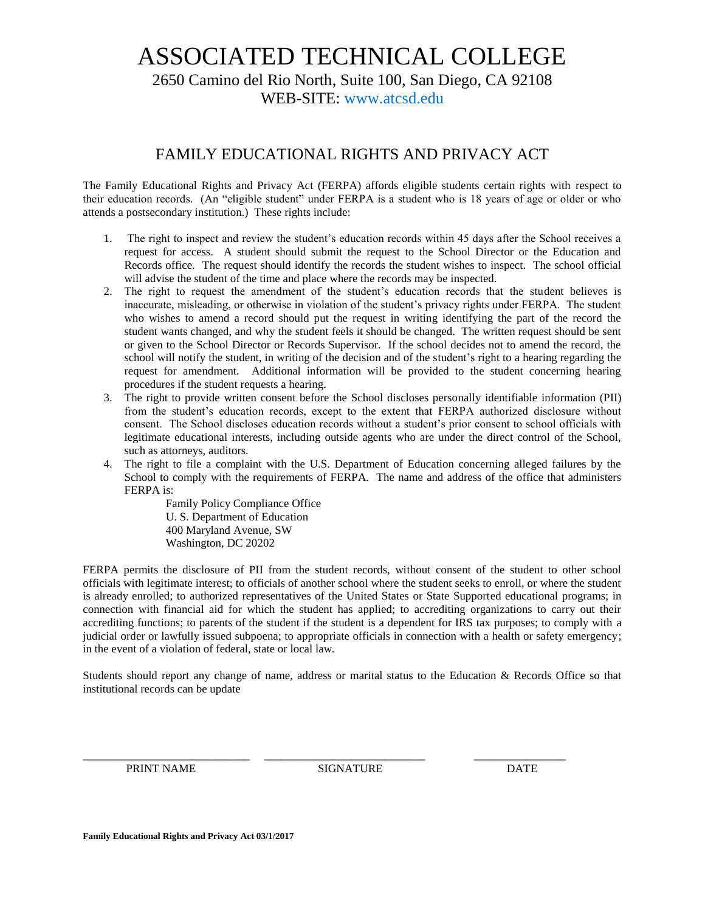# ASSOCIATED TECHNICAL COLLEGE

2650 Camino del Rio North, Suite 100, San Diego, CA 92108

WEB-SITE: www.atcsd.edu

## FAMILY EDUCATIONAL RIGHTS AND PRIVACY ACT

The Family Educational Rights and Privacy Act (FERPA) affords eligible students certain rights with respect to their education records. (An "eligible student" under FERPA is a student who is 18 years of age or older or who attends a postsecondary institution.) These rights include:

1. The right to inspect and review the student's education records within 45 days after the School receives a request for access. A student should submit the request to the School Director or the Education and Records office. The request should identify the records the student wishes to inspect. The school official will advise the student of the time and place where the records may be inspected.
2. The right to request the amendment of the student's education records that the student believes is inaccurate, misleading, or otherwise in violation of the student's privacy rights under FERPA. The student who wishes to amend a record should put the request in writing identifying the part of the record the student wants changed, and why the student feels it should be changed. The written request should be sent or given to the School Director or Records Supervisor. If the school decides not to amend the record, the school will notify the student, in writing of the decision and of the student's right to a hearing regarding the request for amendment. Additional information will be provided to the student concerning hearing procedures if the student requests a hearing.
3. The right to provide written consent before the School discloses personally identifiable information (PII) from the student's education records, except to the extent that FERPA authorized disclosure without consent. The School discloses education records without a student's prior consent to school officials with legitimate educational interests, including outside agents who are under the direct control of the School, such as attorneys, auditors.
4. The right to file a complaint with the U.S. Department of Education concerning alleged failures by the School to comply with the requirements of FERPA. The name and address of the office that administers FERPA is:

   Family Policy Compliance Office
   U. S. Department of Education
   400 Maryland Avenue, SW
   Washington, DC 20202

FERPA permits the disclosure of PII from the student records, without consent of the student to other school officials with legitimate interest; to officials of another school where the student seeks to enroll, or where the student is already enrolled; to authorized representatives of the United States or State Supported educational programs; in connection with financial aid for which the student has applied; to accrediting organizations to carry out their accrediting functions; to parents of the student if the student is a dependent for IRS tax purposes; to comply with a judicial order or lawfully issued subpoena; to appropriate officials in connection with a health or safety emergency; in the event of a violation of federal, state or local law.

Students should report any change of name, address or marital status to the Education & Records Office so that institutional records can be update

| | | |
|---|---|---|
| ___________________________ | ___________________________ | _______________ |
| PRINT NAME | SIGNATURE | DATE |

**Family Educational Rights and Privacy Act 03/1/2017**